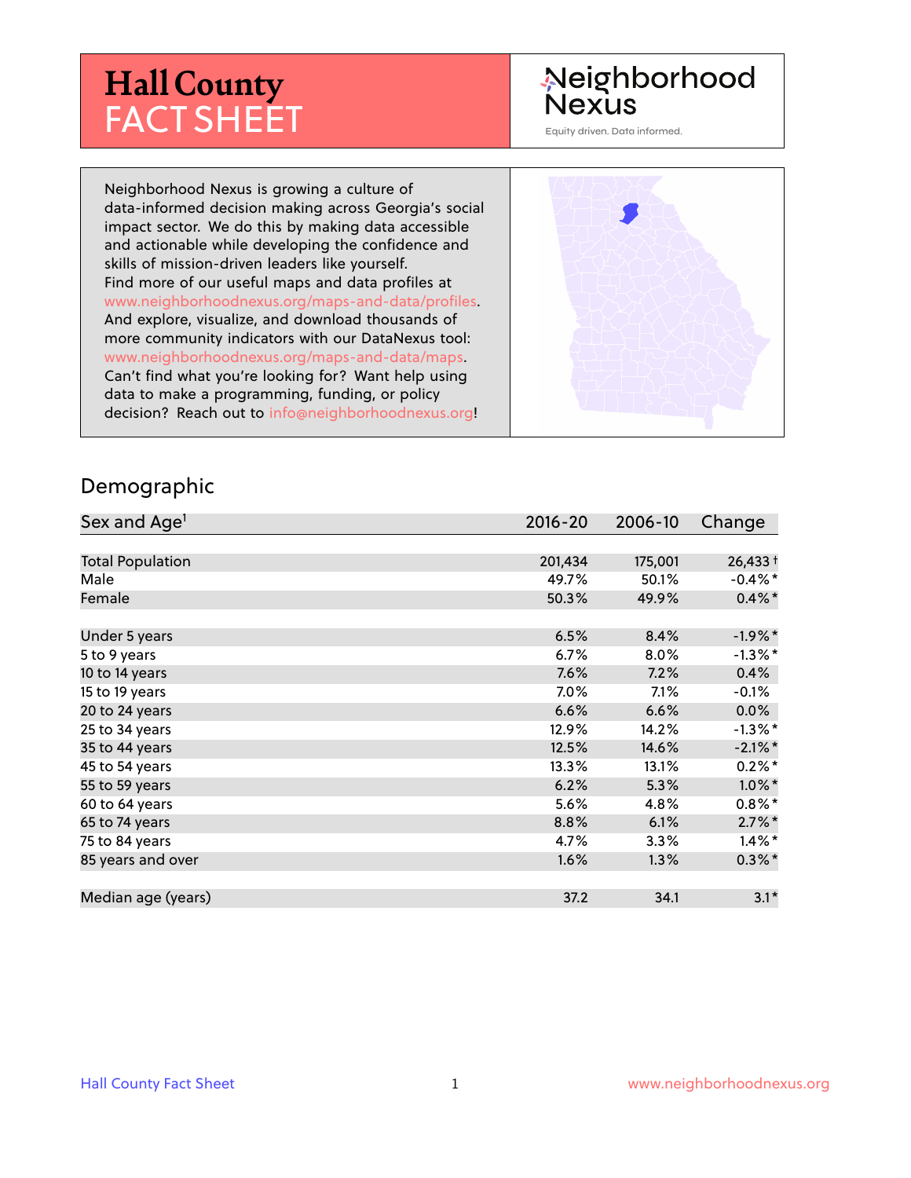# Hall County FACT SHEET

Neighborhood Nexus

Equity driven. Data informed.

Neighborhood Nexus is growing a culture of data-informed decision making across Georgia's social impact sector. We do this by making data accessible and actionable while developing the confidence and skills of mission-driven leaders like yourself. Find more of our useful maps and data profiles at www.neighborhoodnexus.org/maps-and-data/profiles. And explore, visualize, and download thousands of more community indicators with our DataNexus tool: www.neighborhoodnexus.org/maps-and-data/maps. Can't find what you're looking for? Want help using data to make a programming, funding, or policy decision? Reach out to info@neighborhoodnexus.org!

## Demographic

| Sex and Age[1] | 2016-20 | 2006-10 | Change |
|---|---|---|---|
| Total Population | 201,434 | 175,001 | 26,433 † |
| Male | 49.7% | 50.1% | -0.4% * |
| Female | 50.3% | 49.9% | 0.4% * |
| Under 5 years | 6.5% | 8.4% | -1.9% * |
| 5 to 9 years | 6.7% | 8.0% | -1.3% * |
| 10 to 14 years | 7.6% | 7.2% | 0.4% |
| 15 to 19 years | 7.0% | 7.1% | -0.1% |
| 20 to 24 years | 6.6% | 6.6% | 0.0% |
| 25 to 34 years | 12.9% | 14.2% | -1.3% * |
| 35 to 44 years | 12.5% | 14.6% | -2.1% * |
| 45 to 54 years | 13.3% | 13.1% | 0.2% * |
| 55 to 59 years | 6.2% | 5.3% | 1.0% * |
| 60 to 64 years | 5.6% | 4.8% | 0.8% * |
| 65 to 74 years | 8.8% | 6.1% | 2.7% * |
| 75 to 84 years | 4.7% | 3.3% | 1.4% * |
| 85 years and over | 1.6% | 1.3% | 0.3% * |
| Median age (years) | 37.2 | 34.1 | 3.1 * |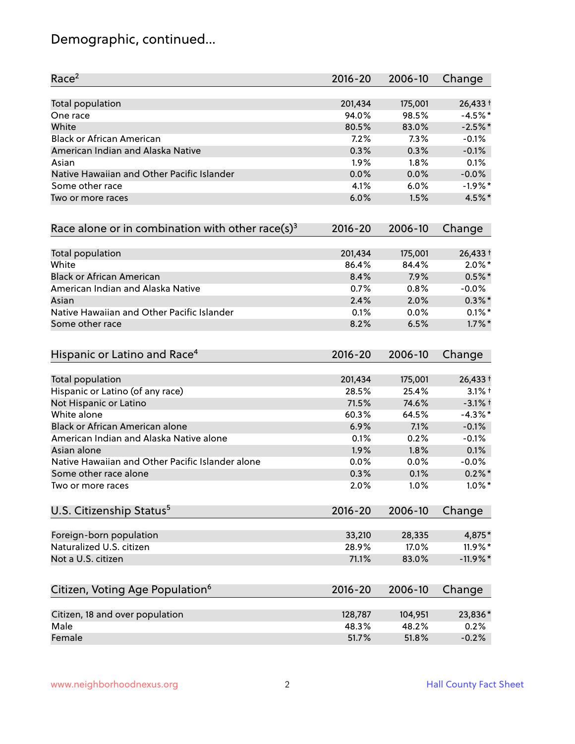# Demographic, continued...

| Race[2] | 2016-20 | 2006-10 | Change |
| --- | --- | --- | --- |
| Total population | 201,434 | 175,001 | 26,433 † |
| One race | 94.0% | 98.5% | -4.5% * |
| White | 80.5% | 83.0% | -2.5% * |
| Black or African American | 7.2% | 7.3% | -0.1% |
| American Indian and Alaska Native | 0.3% | 0.3% | -0.1% |
| Asian | 1.9% | 1.8% | 0.1% |
| Native Hawaiian and Other Pacific Islander | 0.0% | 0.0% | -0.0% |
| Some other race | 4.1% | 6.0% | -1.9% * |
| Two or more races | 6.0% | 1.5% | 4.5% * |

| Race alone or in combination with other race(s)[3] | 2016-20 | 2006-10 | Change |
| --- | --- | --- | --- |
| Total population | 201,434 | 175,001 | 26,433 † |
| White | 86.4% | 84.4% | 2.0% * |
| Black or African American | 8.4% | 7.9% | 0.5% * |
| American Indian and Alaska Native | 0.7% | 0.8% | -0.0% |
| Asian | 2.4% | 2.0% | 0.3% * |
| Native Hawaiian and Other Pacific Islander | 0.1% | 0.0% | 0.1% * |
| Some other race | 8.2% | 6.5% | 1.7% * |

| Hispanic or Latino and Race[4] | 2016-20 | 2006-10 | Change |
| --- | --- | --- | --- |
| Total population | 201,434 | 175,001 | 26,433 † |
| Hispanic or Latino (of any race) | 28.5% | 25.4% | 3.1% † |
| Not Hispanic or Latino | 71.5% | 74.6% | -3.1% † |
| White alone | 60.3% | 64.5% | -4.3% * |
| Black or African American alone | 6.9% | 7.1% | -0.1% |
| American Indian and Alaska Native alone | 0.1% | 0.2% | -0.1% |
| Asian alone | 1.9% | 1.8% | 0.1% |
| Native Hawaiian and Other Pacific Islander alone | 0.0% | 0.0% | -0.0% |
| Some other race alone | 0.3% | 0.1% | 0.2% * |
| Two or more races | 2.0% | 1.0% | 1.0% * |

| U.S. Citizenship Status[5] | 2016-20 | 2006-10 | Change |
| --- | --- | --- | --- |
| Foreign-born population | 33,210 | 28,335 | 4,875 * |
| Naturalized U.S. citizen | 28.9% | 17.0% | 11.9% * |
| Not a U.S. citizen | 71.1% | 83.0% | -11.9% * |

| Citizen, Voting Age Population[6] | 2016-20 | 2006-10 | Change |
| --- | --- | --- | --- |
| Citizen, 18 and over population | 128,787 | 104,951 | 23,836 * |
| Male | 48.3% | 48.2% | 0.2% |
| Female | 51.7% | 51.8% | -0.2% |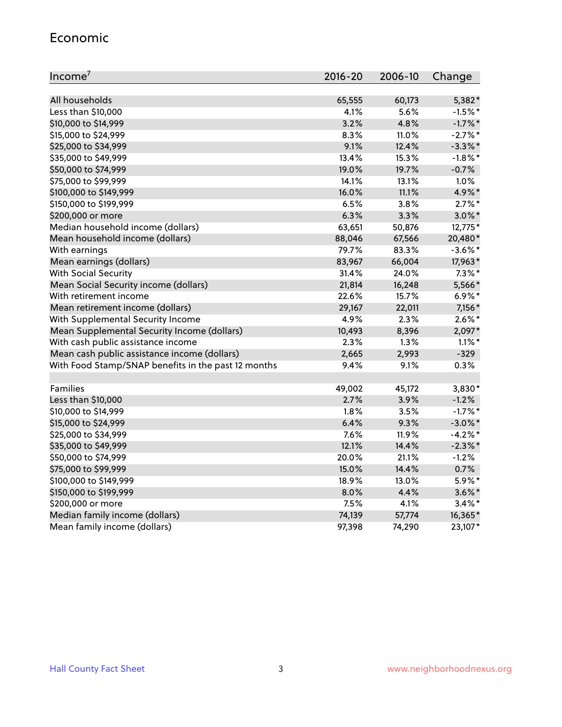## Economic

| Income[7] | 2016-20 | 2006-10 | Change |
|---|---|---|---|
| All households | 65,555 | 60,173 | 5,382* |
| Less than $10,000 | 4.1% | 5.6% | -1.5%* |
| $10,000 to $14,999 | 3.2% | 4.8% | -1.7%* |
| $15,000 to $24,999 | 8.3% | 11.0% | -2.7%* |
| $25,000 to $34,999 | 9.1% | 12.4% | -3.3%* |
| $35,000 to $49,999 | 13.4% | 15.3% | -1.8%* |
| $50,000 to $74,999 | 19.0% | 19.7% | -0.7% |
| $75,000 to $99,999 | 14.1% | 13.1% | 1.0% |
| $100,000 to $149,999 | 16.0% | 11.1% | 4.9%* |
| $150,000 to $199,999 | 6.5% | 3.8% | 2.7%* |
| $200,000 or more | 6.3% | 3.3% | 3.0%* |
| Median household income (dollars) | 63,651 | 50,876 | 12,775* |
| Mean household income (dollars) | 88,046 | 67,566 | 20,480* |
| With earnings | 79.7% | 83.3% | -3.6%* |
| Mean earnings (dollars) | 83,967 | 66,004 | 17,963* |
| With Social Security | 31.4% | 24.0% | 7.3%* |
| Mean Social Security income (dollars) | 21,814 | 16,248 | 5,566* |
| With retirement income | 22.6% | 15.7% | 6.9%* |
| Mean retirement income (dollars) | 29,167 | 22,011 | 7,156* |
| With Supplemental Security Income | 4.9% | 2.3% | 2.6%* |
| Mean Supplemental Security Income (dollars) | 10,493 | 8,396 | 2,097* |
| With cash public assistance income | 2.3% | 1.3% | 1.1%* |
| Mean cash public assistance income (dollars) | 2,665 | 2,993 | -329 |
| With Food Stamp/SNAP benefits in the past 12 months | 9.4% | 9.1% | 0.3% |
| | | | |
| Families | 49,002 | 45,172 | 3,830* |
| Less than $10,000 | 2.7% | 3.9% | -1.2% |
| $10,000 to $14,999 | 1.8% | 3.5% | -1.7%* |
| $15,000 to $24,999 | 6.4% | 9.3% | -3.0%* |
| $25,000 to $34,999 | 7.6% | 11.9% | -4.2%* |
| $35,000 to $49,999 | 12.1% | 14.4% | -2.3%* |
| $50,000 to $74,999 | 20.0% | 21.1% | -1.2% |
| $75,000 to $99,999 | 15.0% | 14.4% | 0.7% |
| $100,000 to $149,999 | 18.9% | 13.0% | 5.9%* |
| $150,000 to $199,999 | 8.0% | 4.4% | 3.6%* |
| $200,000 or more | 7.5% | 4.1% | 3.4%* |
| Median family income (dollars) | 74,139 | 57,774 | 16,365* |
| Mean family income (dollars) | 97,398 | 74,290 | 23,107* |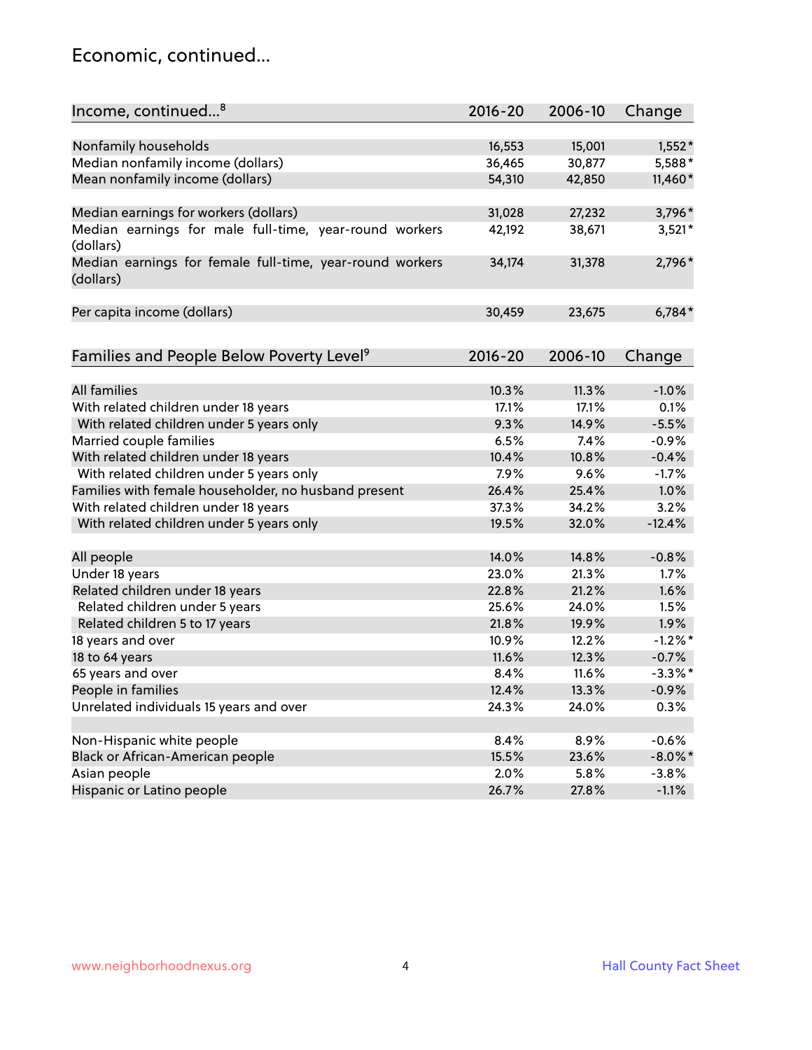# Economic, continued...

| Income, continued...[8] | 2016-20 | 2006-10 | Change |
|---|---|---|---|
| Nonfamily households | 16,553 | 15,001 | 1,552* |
| Median nonfamily income (dollars) | 36,465 | 30,877 | 5,588* |
| Mean nonfamily income (dollars) | 54,310 | 42,850 | 11,460* |
| Median earnings for workers (dollars) | 31,028 | 27,232 | 3,796* |
| Median earnings for male full-time, year-round workers (dollars) | 42,192 | 38,671 | 3,521* |
| Median earnings for female full-time, year-round workers (dollars) | 34,174 | 31,378 | 2,796* |
| Per capita income (dollars) | 30,459 | 23,675 | 6,784* |

| Families and People Below Poverty Level[9] | 2016-20 | 2006-10 | Change |
|---|---|---|---|
| All families | 10.3% | 11.3% | -1.0% |
| With related children under 18 years | 17.1% | 17.1% | 0.1% |
| With related children under 5 years only | 9.3% | 14.9% | -5.5% |
| Married couple families | 6.5% | 7.4% | -0.9% |
| With related children under 18 years | 10.4% | 10.8% | -0.4% |
| With related children under 5 years only | 7.9% | 9.6% | -1.7% |
| Families with female householder, no husband present | 26.4% | 25.4% | 1.0% |
| With related children under 18 years | 37.3% | 34.2% | 3.2% |
| With related children under 5 years only | 19.5% | 32.0% | -12.4% |
| All people | 14.0% | 14.8% | -0.8% |
| Under 18 years | 23.0% | 21.3% | 1.7% |
| Related children under 18 years | 22.8% | 21.2% | 1.6% |
| Related children under 5 years | 25.6% | 24.0% | 1.5% |
| Related children 5 to 17 years | 21.8% | 19.9% | 1.9% |
| 18 years and over | 10.9% | 12.2% | -1.2%* |
| 18 to 64 years | 11.6% | 12.3% | -0.7% |
| 65 years and over | 8.4% | 11.6% | -3.3%* |
| People in families | 12.4% | 13.3% | -0.9% |
| Unrelated individuals 15 years and over | 24.3% | 24.0% | 0.3% |
| Non-Hispanic white people | 8.4% | 8.9% | -0.6% |
| Black or African-American people | 15.5% | 23.6% | -8.0%* |
| Asian people | 2.0% | 5.8% | -3.8% |
| Hispanic or Latino people | 26.7% | 27.8% | -1.1% |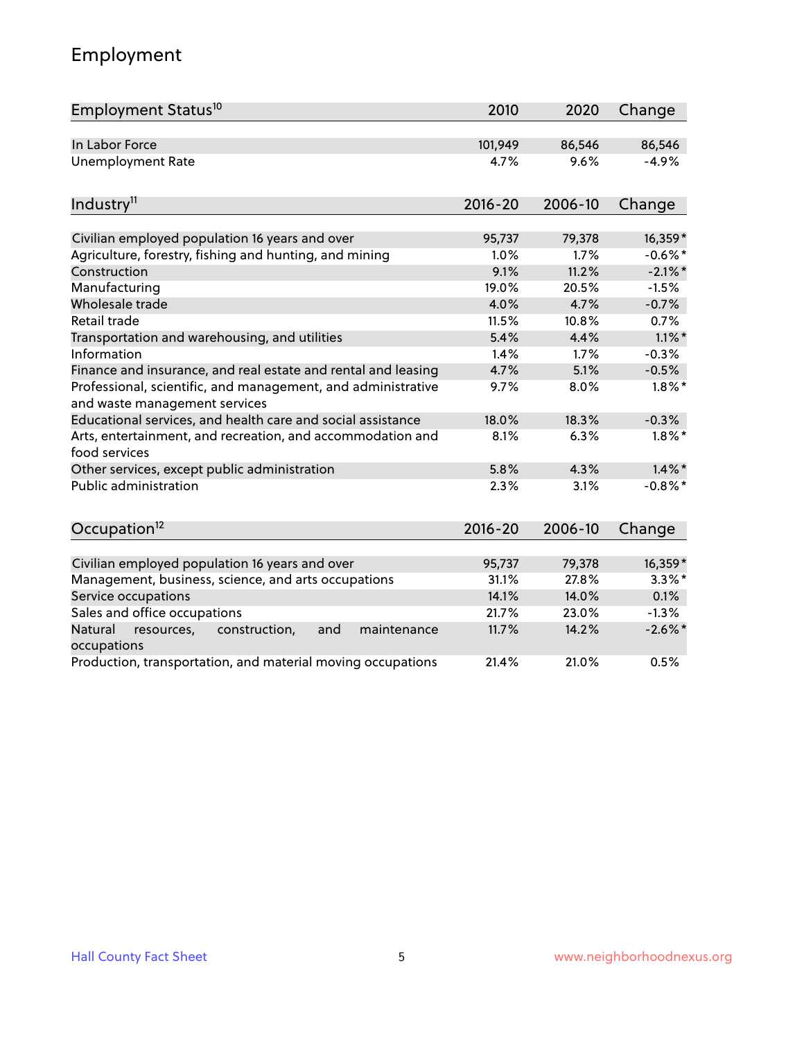# Employment

| Employment Status[10] | 2010 | 2020 | Change |
|---|---|---|---|
| In Labor Force | 101,949 | 86,546 | 86,546 |
| Unemployment Rate | 4.7% | 9.6% | -4.9% |

| Industry[11] | 2016-20 | 2006-10 | Change |
|---|---|---|---|
| Civilian employed population 16 years and over | 95,737 | 79,378 | 16,359* |
| Agriculture, forestry, fishing and hunting, and mining | 1.0% | 1.7% | -0.6%* |
| Construction | 9.1% | 11.2% | -2.1%* |
| Manufacturing | 19.0% | 20.5% | -1.5% |
| Wholesale trade | 4.0% | 4.7% | -0.7% |
| Retail trade | 11.5% | 10.8% | 0.7% |
| Transportation and warehousing, and utilities | 5.4% | 4.4% | 1.1%* |
| Information | 1.4% | 1.7% | -0.3% |
| Finance and insurance, and real estate and rental and leasing | 4.7% | 5.1% | -0.5% |
| Professional, scientific, and management, and administrative and waste management services | 9.7% | 8.0% | 1.8%* |
| Educational services, and health care and social assistance | 18.0% | 18.3% | -0.3% |
| Arts, entertainment, and recreation, and accommodation and food services | 8.1% | 6.3% | 1.8%* |
| Other services, except public administration | 5.8% | 4.3% | 1.4%* |
| Public administration | 2.3% | 3.1% | -0.8%* |

| Occupation[12] | 2016-20 | 2006-10 | Change |
|---|---|---|---|
| Civilian employed population 16 years and over | 95,737 | 79,378 | 16,359* |
| Management, business, science, and arts occupations | 31.1% | 27.8% | 3.3%* |
| Service occupations | 14.1% | 14.0% | 0.1% |
| Sales and office occupations | 21.7% | 23.0% | -1.3% |
| Natural resources, construction, and maintenance occupations | 11.7% | 14.2% | -2.6%* |
| Production, transportation, and material moving occupations | 21.4% | 21.0% | 0.5% |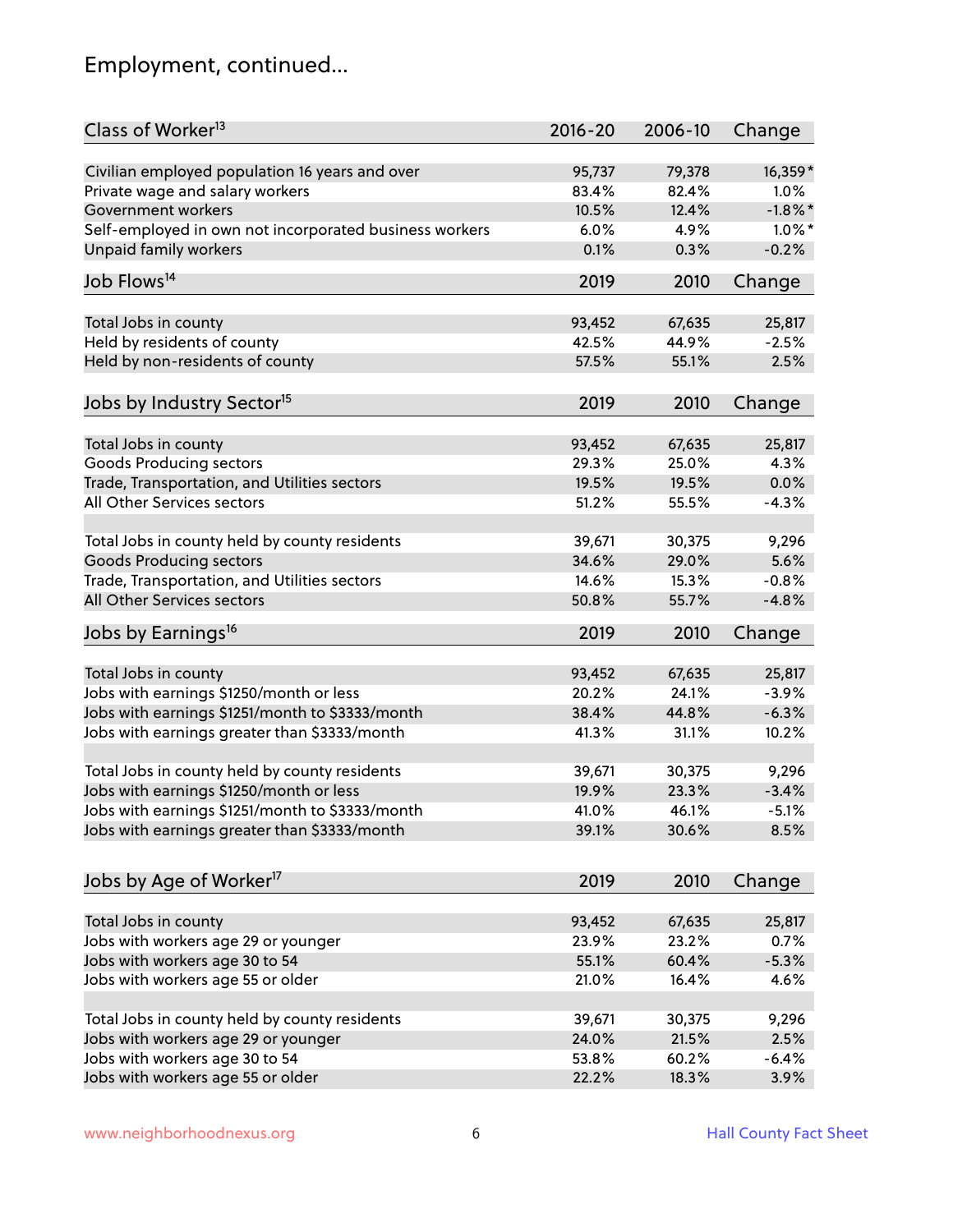# Employment, continued...

| Class of Worker[13] | 2016-20 | 2006-10 | Change |
|---|---|---|---|
| Civilian employed population 16 years and over | 95,737 | 79,378 | 16,359* |
| Private wage and salary workers | 83.4% | 82.4% | 1.0% |
| Government workers | 10.5% | 12.4% | -1.8%* |
| Self-employed in own not incorporated business workers | 6.0% | 4.9% | 1.0%* |
| Unpaid family workers | 0.1% | 0.3% | -0.2% |

| Job Flows[14] | 2019 | 2010 | Change |
|---|---|---|---|
| Total Jobs in county | 93,452 | 67,635 | 25,817 |
| Held by residents of county | 42.5% | 44.9% | -2.5% |
| Held by non-residents of county | 57.5% | 55.1% | 2.5% |

| Jobs by Industry Sector[15] | 2019 | 2010 | Change |
|---|---|---|---|
| Total Jobs in county | 93,452 | 67,635 | 25,817 |
| Goods Producing sectors | 29.3% | 25.0% | 4.3% |
| Trade, Transportation, and Utilities sectors | 19.5% | 19.5% | 0.0% |
| All Other Services sectors | 51.2% | 55.5% | -4.3% |
| | | | |
| Total Jobs in county held by county residents | 39,671 | 30,375 | 9,296 |
| Goods Producing sectors | 34.6% | 29.0% | 5.6% |
| Trade, Transportation, and Utilities sectors | 14.6% | 15.3% | -0.8% |
| All Other Services sectors | 50.8% | 55.7% | -4.8% |

| Jobs by Earnings[16] | 2019 | 2010 | Change |
|---|---|---|---|
| Total Jobs in county | 93,452 | 67,635 | 25,817 |
| Jobs with earnings $1250/month or less | 20.2% | 24.1% | -3.9% |
| Jobs with earnings $1251/month to $3333/month | 38.4% | 44.8% | -6.3% |
| Jobs with earnings greater than $3333/month | 41.3% | 31.1% | 10.2% |
| | | | |
| Total Jobs in county held by county residents | 39,671 | 30,375 | 9,296 |
| Jobs with earnings $1250/month or less | 19.9% | 23.3% | -3.4% |
| Jobs with earnings $1251/month to $3333/month | 41.0% | 46.1% | -5.1% |
| Jobs with earnings greater than $3333/month | 39.1% | 30.6% | 8.5% |

| Jobs by Age of Worker[17] | 2019 | 2010 | Change |
|---|---|---|---|
| Total Jobs in county | 93,452 | 67,635 | 25,817 |
| Jobs with workers age 29 or younger | 23.9% | 23.2% | 0.7% |
| Jobs with workers age 30 to 54 | 55.1% | 60.4% | -5.3% |
| Jobs with workers age 55 or older | 21.0% | 16.4% | 4.6% |
| | | | |
| Total Jobs in county held by county residents | 39,671 | 30,375 | 9,296 |
| Jobs with workers age 29 or younger | 24.0% | 21.5% | 2.5% |
| Jobs with workers age 30 to 54 | 53.8% | 60.2% | -6.4% |
| Jobs with workers age 55 or older | 22.2% | 18.3% | 3.9% |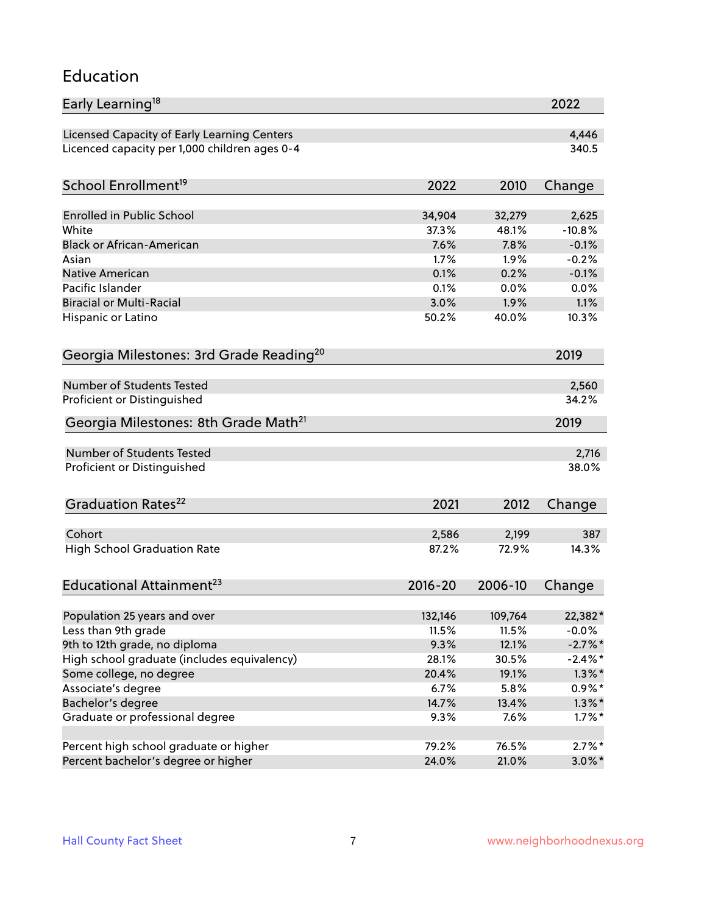# Education

| Early Learning[18] | 2022 |
|---|---|
| Licensed Capacity of Early Learning Centers | 4,446 |
| Licenced capacity per 1,000 children ages 0-4 | 340.5 |

| School Enrollment[19] | 2022 | 2010 | Change |
|---|---|---|---|
| Enrolled in Public School | 34,904 | 32,279 | 2,625 |
| White | 37.3% | 48.1% | -10.8% |
| Black or African-American | 7.6% | 7.8% | -0.1% |
| Asian | 1.7% | 1.9% | -0.2% |
| Native American | 0.1% | 0.2% | -0.1% |
| Pacific Islander | 0.1% | 0.0% | 0.0% |
| Biracial or Multi-Racial | 3.0% | 1.9% | 1.1% |
| Hispanic or Latino | 50.2% | 40.0% | 10.3% |

| Georgia Milestones: 3rd Grade Reading[20] | 2019 |
|---|---|
| Number of Students Tested | 2,560 |
| Proficient or Distinguished | 34.2% |

| Georgia Milestones: 8th Grade Math[21] | 2019 |
|---|---|
| Number of Students Tested | 2,716 |
| Proficient or Distinguished | 38.0% |

| Graduation Rates[22] | 2021 | 2012 | Change |
|---|---|---|---|
| Cohort | 2,586 | 2,199 | 387 |
| High School Graduation Rate | 87.2% | 72.9% | 14.3% |

| Educational Attainment[23] | 2016-20 | 2006-10 | Change |
|---|---|---|---|
| Population 25 years and over | 132,146 | 109,764 | 22,382* |
| Less than 9th grade | 11.5% | 11.5% | -0.0% |
| 9th to 12th grade, no diploma | 9.3% | 12.1% | -2.7%* |
| High school graduate (includes equivalency) | 28.1% | 30.5% | -2.4%* |
| Some college, no degree | 20.4% | 19.1% | 1.3%* |
| Associate's degree | 6.7% | 5.8% | 0.9%* |
| Bachelor's degree | 14.7% | 13.4% | 1.3%* |
| Graduate or professional degree | 9.3% | 7.6% | 1.7%* |
| | | | |
| Percent high school graduate or higher | 79.2% | 76.5% | 2.7%* |
| Percent bachelor's degree or higher | 24.0% | 21.0% | 3.0%* |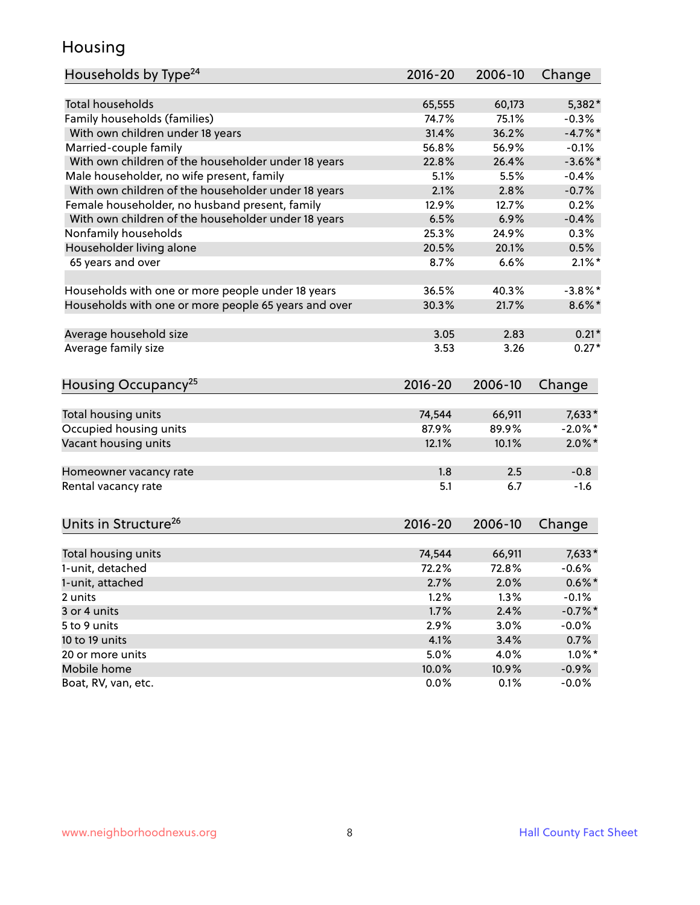# Housing

| Households by Type[24] | 2016-20 | 2006-10 | Change |
|---|---|---|---|
| Total households | 65,555 | 60,173 | 5,382* |
| Family households (families) | 74.7% | 75.1% | -0.3% |
| With own children under 18 years | 31.4% | 36.2% | -4.7%* |
| Married-couple family | 56.8% | 56.9% | -0.1% |
| With own children of the householder under 18 years | 22.8% | 26.4% | -3.6%* |
| Male householder, no wife present, family | 5.1% | 5.5% | -0.4% |
| With own children of the householder under 18 years | 2.1% | 2.8% | -0.7% |
| Female householder, no husband present, family | 12.9% | 12.7% | 0.2% |
| With own children of the householder under 18 years | 6.5% | 6.9% | -0.4% |
| Nonfamily households | 25.3% | 24.9% | 0.3% |
| Householder living alone | 20.5% | 20.1% | 0.5% |
| 65 years and over | 8.7% | 6.6% | 2.1%* |
| | | | |
| Households with one or more people under 18 years | 36.5% | 40.3% | -3.8%* |
| Households with one or more people 65 years and over | 30.3% | 21.7% | 8.6%* |
| | | | |
| Average household size | 3.05 | 2.83 | 0.21* |
| Average family size | 3.53 | 3.26 | 0.27* |

| Housing Occupancy[25] | 2016-20 | 2006-10 | Change |
|---|---|---|---|
| Total housing units | 74,544 | 66,911 | 7,633* |
| Occupied housing units | 87.9% | 89.9% | -2.0%* |
| Vacant housing units | 12.1% | 10.1% | 2.0%* |
| | | | |
| Homeowner vacancy rate | 1.8 | 2.5 | -0.8 |
| Rental vacancy rate | 5.1 | 6.7 | -1.6 |

| Units in Structure[26] | 2016-20 | 2006-10 | Change |
|---|---|---|---|
| Total housing units | 74,544 | 66,911 | 7,633* |
| 1-unit, detached | 72.2% | 72.8% | -0.6% |
| 1-unit, attached | 2.7% | 2.0% | 0.6%* |
| 2 units | 1.2% | 1.3% | -0.1% |
| 3 or 4 units | 1.7% | 2.4% | -0.7%* |
| 5 to 9 units | 2.9% | 3.0% | -0.0% |
| 10 to 19 units | 4.1% | 3.4% | 0.7% |
| 20 or more units | 5.0% | 4.0% | 1.0%* |
| Mobile home | 10.0% | 10.9% | -0.9% |
| Boat, RV, van, etc. | 0.0% | 0.1% | -0.0% |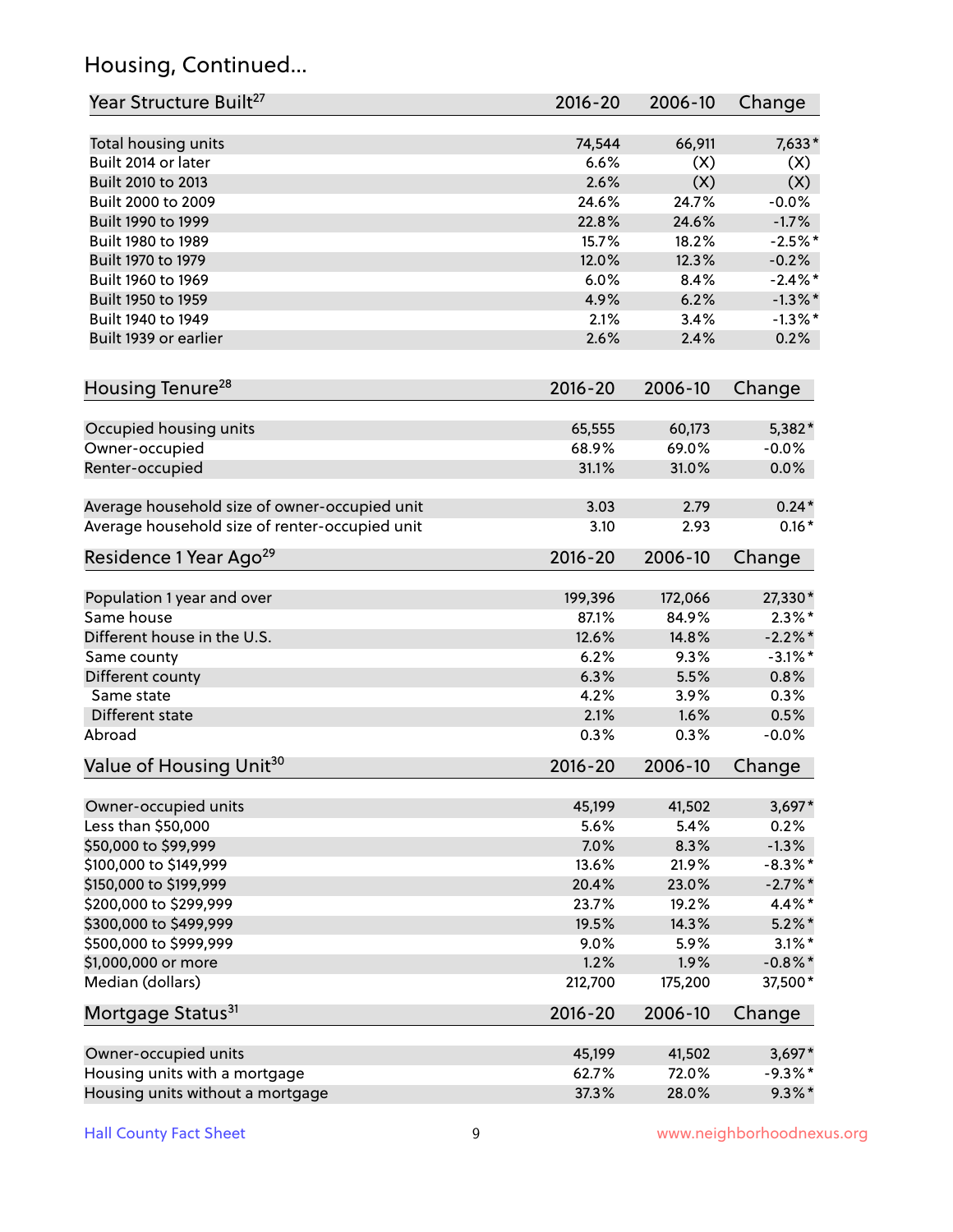## Housing, Continued...

| Year Structure Built[27] | 2016-20 | 2006-10 | Change |
|---|---|---|---|
| Total housing units | 74,544 | 66,911 | 7,633* |
| Built 2014 or later | 6.6% | (X) | (X) |
| Built 2010 to 2013 | 2.6% | (X) | (X) |
| Built 2000 to 2009 | 24.6% | 24.7% | -0.0% |
| Built 1990 to 1999 | 22.8% | 24.6% | -1.7% |
| Built 1980 to 1989 | 15.7% | 18.2% | -2.5%* |
| Built 1970 to 1979 | 12.0% | 12.3% | -0.2% |
| Built 1960 to 1969 | 6.0% | 8.4% | -2.4%* |
| Built 1950 to 1959 | 4.9% | 6.2% | -1.3%* |
| Built 1940 to 1949 | 2.1% | 3.4% | -1.3%* |
| Built 1939 or earlier | 2.6% | 2.4% | 0.2% |

| Housing Tenure[28] | 2016-20 | 2006-10 | Change |
|---|---|---|---|
| Occupied housing units | 65,555 | 60,173 | 5,382* |
| Owner-occupied | 68.9% | 69.0% | -0.0% |
| Renter-occupied | 31.1% | 31.0% | 0.0% |
| Average household size of owner-occupied unit | 3.03 | 2.79 | 0.24* |
| Average household size of renter-occupied unit | 3.10 | 2.93 | 0.16* |

| Residence 1 Year Ago[29] | 2016-20 | 2006-10 | Change |
|---|---|---|---|
| Population 1 year and over | 199,396 | 172,066 | 27,330* |
| Same house | 87.1% | 84.9% | 2.3%* |
| Different house in the U.S. | 12.6% | 14.8% | -2.2%* |
| Same county | 6.2% | 9.3% | -3.1%* |
| Different county | 6.3% | 5.5% | 0.8% |
| Same state | 4.2% | 3.9% | 0.3% |
| Different state | 2.1% | 1.6% | 0.5% |
| Abroad | 0.3% | 0.3% | -0.0% |

| Value of Housing Unit[30] | 2016-20 | 2006-10 | Change |
|---|---|---|---|
| Owner-occupied units | 45,199 | 41,502 | 3,697* |
| Less than $50,000 | 5.6% | 5.4% | 0.2% |
| $50,000 to $99,999 | 7.0% | 8.3% | -1.3% |
| $100,000 to $149,999 | 13.6% | 21.9% | -8.3%* |
| $150,000 to $199,999 | 20.4% | 23.0% | -2.7%* |
| $200,000 to $299,999 | 23.7% | 19.2% | 4.4%* |
| $300,000 to $499,999 | 19.5% | 14.3% | 5.2%* |
| $500,000 to $999,999 | 9.0% | 5.9% | 3.1%* |
| $1,000,000 or more | 1.2% | 1.9% | -0.8%* |
| Median (dollars) | 212,700 | 175,200 | 37,500* |

| Mortgage Status[31] | 2016-20 | 2006-10 | Change |
|---|---|---|---|
| Owner-occupied units | 45,199 | 41,502 | 3,697* |
| Housing units with a mortgage | 62.7% | 72.0% | -9.3%* |
| Housing units without a mortgage | 37.3% | 28.0% | 9.3%* |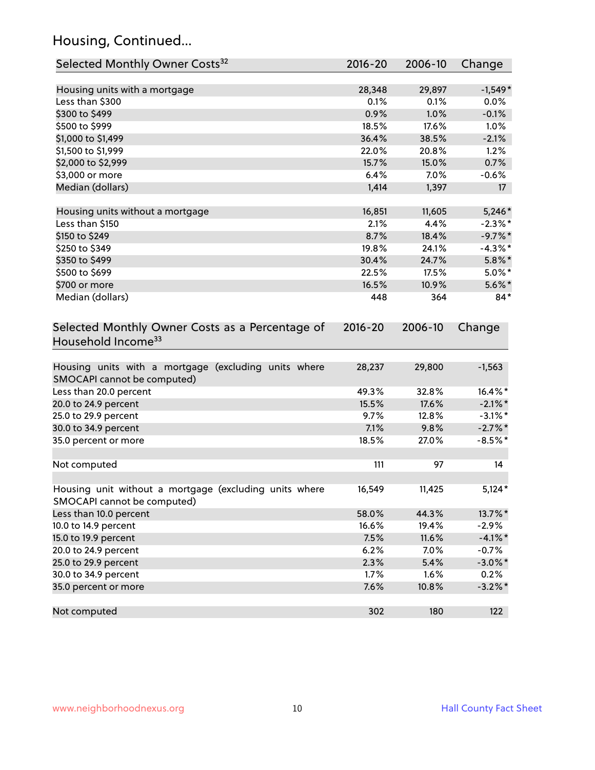## Housing, Continued...

| Selected Monthly Owner Costs[32] | 2016-20 | 2006-10 | Change |
|---|---|---|---|
| Housing units with a mortgage | 28,348 | 29,897 | -1,549* |
| Less than $300 | 0.1% | 0.1% | 0.0% |
| $300 to $499 | 0.9% | 1.0% | -0.1% |
| $500 to $999 | 18.5% | 17.6% | 1.0% |
| $1,000 to $1,499 | 36.4% | 38.5% | -2.1% |
| $1,500 to $1,999 | 22.0% | 20.8% | 1.2% |
| $2,000 to $2,999 | 15.7% | 15.0% | 0.7% |
| $3,000 or more | 6.4% | 7.0% | -0.6% |
| Median (dollars) | 1,414 | 1,397 | 17 |
| Housing units without a mortgage | 16,851 | 11,605 | 5,246* |
| Less than $150 | 2.1% | 4.4% | -2.3%* |
| $150 to $249 | 8.7% | 18.4% | -9.7%* |
| $250 to $349 | 19.8% | 24.1% | -4.3%* |
| $350 to $499 | 30.4% | 24.7% | 5.8%* |
| $500 to $699 | 22.5% | 17.5% | 5.0%* |
| $700 or more | 16.5% | 10.9% | 5.6%* |
| Median (dollars) | 448 | 364 | 84* |

| Selected Monthly Owner Costs as a Percentage of Household Income[33] | 2016-20 | 2006-10 | Change |
|---|---|---|---|
| Housing units with a mortgage (excluding units where SMOCAPI cannot be computed) | 28,237 | 29,800 | -1,563 |
| Less than 20.0 percent | 49.3% | 32.8% | 16.4%* |
| 20.0 to 24.9 percent | 15.5% | 17.6% | -2.1%* |
| 25.0 to 29.9 percent | 9.7% | 12.8% | -3.1%* |
| 30.0 to 34.9 percent | 7.1% | 9.8% | -2.7%* |
| 35.0 percent or more | 18.5% | 27.0% | -8.5%* |
| Not computed | 111 | 97 | 14 |
| Housing unit without a mortgage (excluding units where SMOCAPI cannot be computed) | 16,549 | 11,425 | 5,124* |
| Less than 10.0 percent | 58.0% | 44.3% | 13.7%* |
| 10.0 to 14.9 percent | 16.6% | 19.4% | -2.9% |
| 15.0 to 19.9 percent | 7.5% | 11.6% | -4.1%* |
| 20.0 to 24.9 percent | 6.2% | 7.0% | -0.7% |
| 25.0 to 29.9 percent | 2.3% | 5.4% | -3.0%* |
| 30.0 to 34.9 percent | 1.7% | 1.6% | 0.2% |
| 35.0 percent or more | 7.6% | 10.8% | -3.2%* |
| Not computed | 302 | 180 | 122 |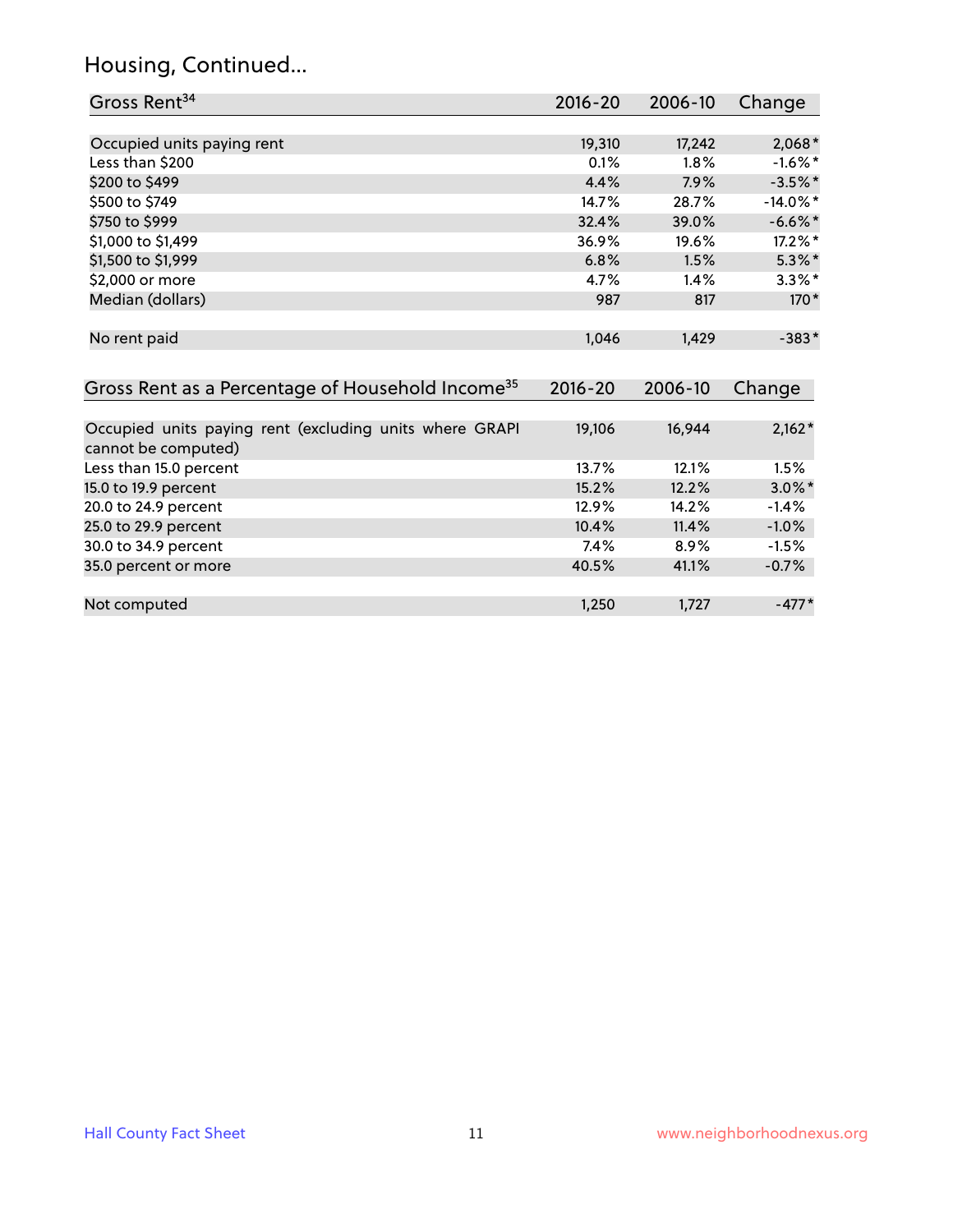## Housing, Continued...

| Gross Rent[34] | 2016-20 | 2006-10 | Change |
|---|---|---|---|
| Occupied units paying rent | 19,310 | 17,242 | 2,068* |
| Less than $200 | 0.1% | 1.8% | -1.6%* |
| $200 to $499 | 4.4% | 7.9% | -3.5%* |
| $500 to $749 | 14.7% | 28.7% | -14.0%* |
| $750 to $999 | 32.4% | 39.0% | -6.6%* |
| $1,000 to $1,499 | 36.9% | 19.6% | 17.2%* |
| $1,500 to $1,999 | 6.8% | 1.5% | 5.3%* |
| $2,000 or more | 4.7% | 1.4% | 3.3%* |
| Median (dollars) | 987 | 817 | 170* |
| No rent paid | 1,046 | 1,429 | -383* |

| Gross Rent as a Percentage of Household Income[35] | 2016-20 | 2006-10 | Change |
|---|---|---|---|
| Occupied units paying rent (excluding units where GRAPI cannot be computed) | 19,106 | 16,944 | 2,162* |
| Less than 15.0 percent | 13.7% | 12.1% | 1.5% |
| 15.0 to 19.9 percent | 15.2% | 12.2% | 3.0%* |
| 20.0 to 24.9 percent | 12.9% | 14.2% | -1.4% |
| 25.0 to 29.9 percent | 10.4% | 11.4% | -1.0% |
| 30.0 to 34.9 percent | 7.4% | 8.9% | -1.5% |
| 35.0 percent or more | 40.5% | 41.1% | -0.7% |
| Not computed | 1,250 | 1,727 | -477* |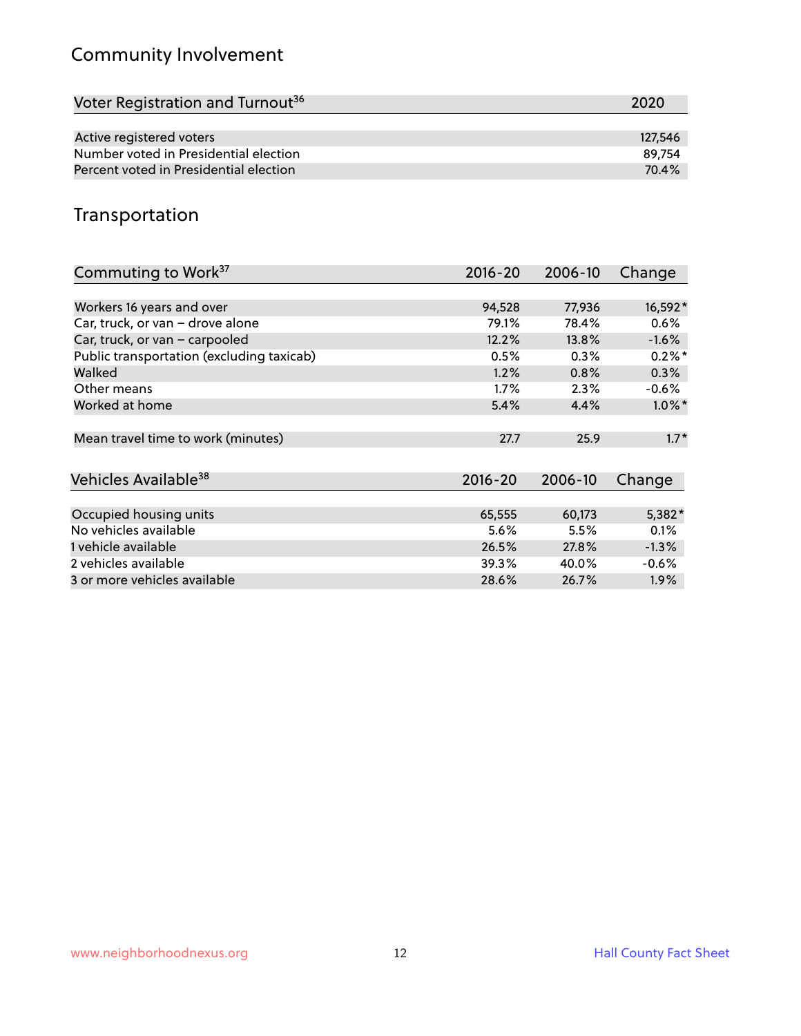## Community Involvement

| Voter Registration and Turnout[36] | 2020 |
| --- | --- |
| Active registered voters | 127,546 |
| Number voted in Presidential election | 89,754 |
| Percent voted in Presidential election | 70.4% |

## Transportation

| Commuting to Work[37] | 2016-20 | 2006-10 | Change |
| --- | --- | --- | --- |
| Workers 16 years and over | 94,528 | 77,936 | 16,592* |
| Car, truck, or van – drove alone | 79.1% | 78.4% | 0.6% |
| Car, truck, or van – carpooled | 12.2% | 13.8% | -1.6% |
| Public transportation (excluding taxicab) | 0.5% | 0.3% | 0.2%* |
| Walked | 1.2% | 0.8% | 0.3% |
| Other means | 1.7% | 2.3% | -0.6% |
| Worked at home | 5.4% | 4.4% | 1.0%* |
| Mean travel time to work (minutes) | 27.7 | 25.9 | 1.7* |

| Vehicles Available[38] | 2016-20 | 2006-10 | Change |
| --- | --- | --- | --- |
| Occupied housing units | 65,555 | 60,173 | 5,382* |
| No vehicles available | 5.6% | 5.5% | 0.1% |
| 1 vehicle available | 26.5% | 27.8% | -1.3% |
| 2 vehicles available | 39.3% | 40.0% | -0.6% |
| 3 or more vehicles available | 28.6% | 26.7% | 1.9% |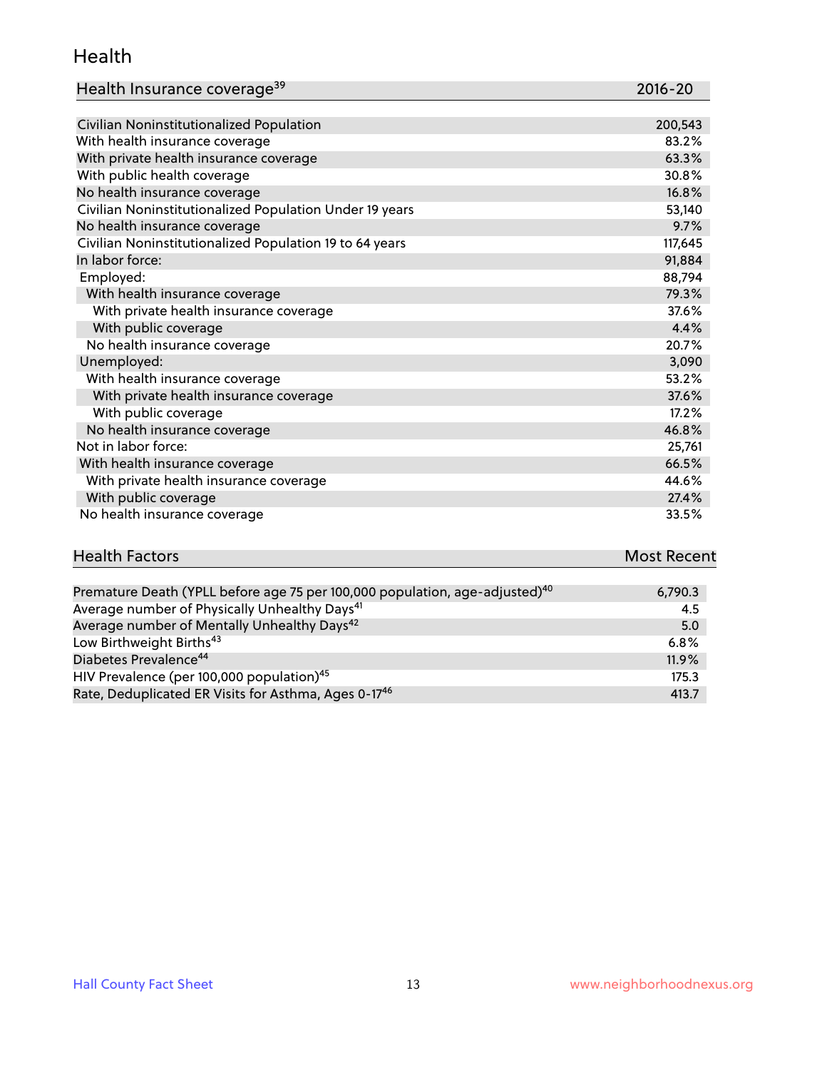## Health

| Health Insurance coverage[39] | 2016-20 |
|---|---|
| Civilian Noninstitutionalized Population | 200,543 |
| With health insurance coverage | 83.2% |
| With private health insurance coverage | 63.3% |
| With public health coverage | 30.8% |
| No health insurance coverage | 16.8% |
| Civilian Noninstitutionalized Population Under 19 years | 53,140 |
| No health insurance coverage | 9.7% |
| Civilian Noninstitutionalized Population 19 to 64 years | 117,645 |
| In labor force: | 91,884 |
| Employed: | 88,794 |
| With health insurance coverage | 79.3% |
| With private health insurance coverage | 37.6% |
| With public coverage | 4.4% |
| No health insurance coverage | 20.7% |
| Unemployed: | 3,090 |
| With health insurance coverage | 53.2% |
| With private health insurance coverage | 37.6% |
| With public coverage | 17.2% |
| No health insurance coverage | 46.8% |
| Not in labor force: | 25,761 |
| With health insurance coverage | 66.5% |
| With private health insurance coverage | 44.6% |
| With public coverage | 27.4% |
| No health insurance coverage | 33.5% |

| Health Factors | Most Recent |
|---|---|
| Premature Death (YPLL before age 75 per 100,000 population, age-adjusted)[40] | 6,790.3 |
| Average number of Physically Unhealthy Days[41] | 4.5 |
| Average number of Mentally Unhealthy Days[42] | 5.0 |
| Low Birthweight Births[43] | 6.8% |
| Diabetes Prevalence[44] | 11.9% |
| HIV Prevalence (per 100,000 population)[45] | 175.3 |
| Rate, Deduplicated ER Visits for Asthma, Ages 0-17[46] | 413.7 |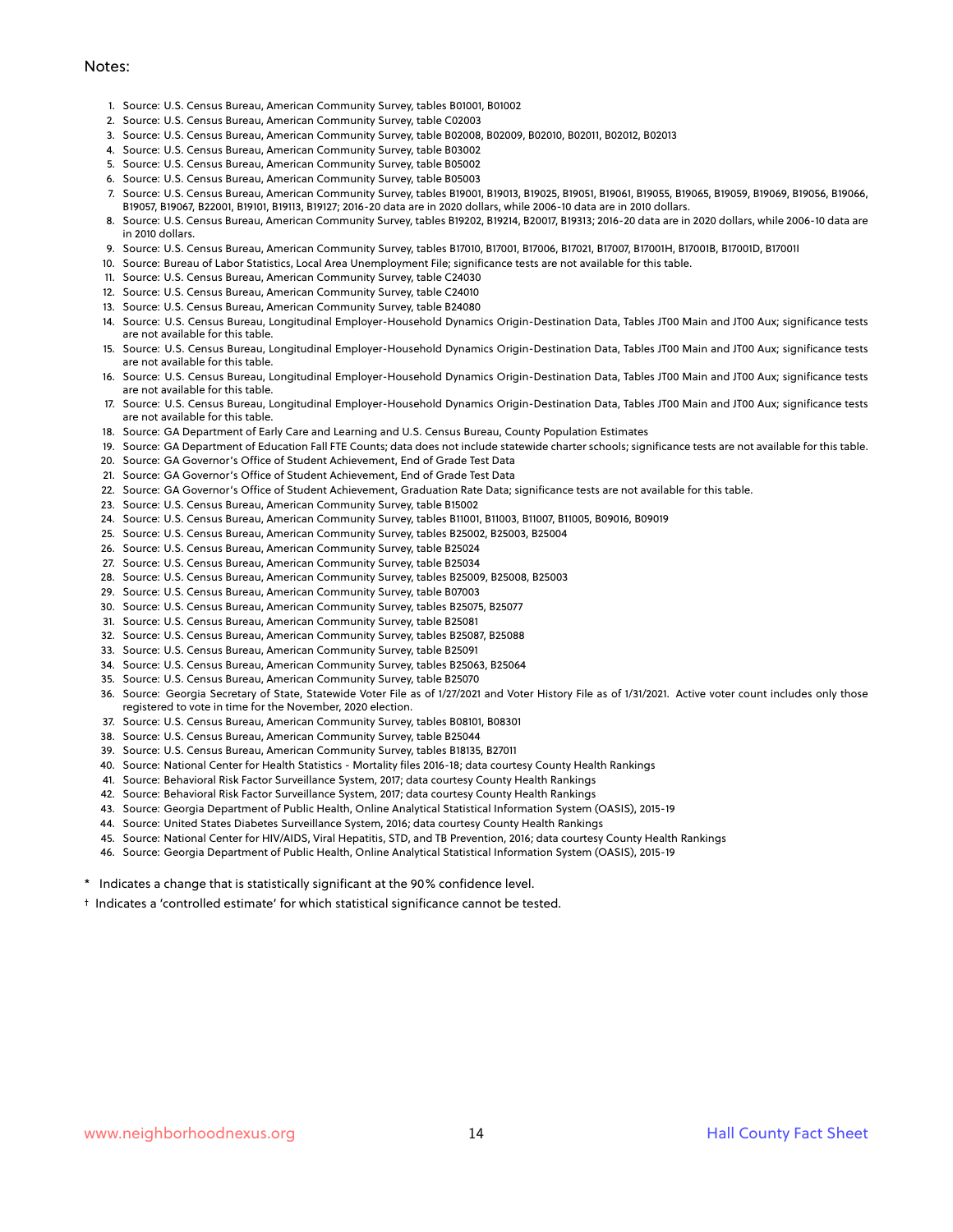Notes:

1. Source: U.S. Census Bureau, American Community Survey, tables B01001, B01002
2. Source: U.S. Census Bureau, American Community Survey, table C02003
3. Source: U.S. Census Bureau, American Community Survey, table B02008, B02009, B02010, B02011, B02012, B02013
4. Source: U.S. Census Bureau, American Community Survey, table B03002
5. Source: U.S. Census Bureau, American Community Survey, table B05002
6. Source: U.S. Census Bureau, American Community Survey, table B05003
7. Source: U.S. Census Bureau, American Community Survey, tables B19001, B19013, B19025, B19051, B19061, B19055, B19065, B19059, B19069, B19056, B19066, B19057, B19067, B22001, B19101, B19113, B19127; 2016-20 data are in 2020 dollars, while 2006-10 data are in 2010 dollars.
8. Source: U.S. Census Bureau, American Community Survey, tables B19202, B19214, B20017, B19313; 2016-20 data are in 2020 dollars, while 2006-10 data are in 2010 dollars.
9. Source: U.S. Census Bureau, American Community Survey, tables B17010, B17001, B17006, B17021, B17007, B17001H, B17001B, B17001D, B17001I
10. Source: Bureau of Labor Statistics, Local Area Unemployment File; significance tests are not available for this table.
11. Source: U.S. Census Bureau, American Community Survey, table C24030
12. Source: U.S. Census Bureau, American Community Survey, table C24010
13. Source: U.S. Census Bureau, American Community Survey, table B24080
14. Source: U.S. Census Bureau, Longitudinal Employer-Household Dynamics Origin-Destination Data, Tables JT00 Main and JT00 Aux; significance tests are not available for this table.
15. Source: U.S. Census Bureau, Longitudinal Employer-Household Dynamics Origin-Destination Data, Tables JT00 Main and JT00 Aux; significance tests are not available for this table.
16. Source: U.S. Census Bureau, Longitudinal Employer-Household Dynamics Origin-Destination Data, Tables JT00 Main and JT00 Aux; significance tests are not available for this table.
17. Source: U.S. Census Bureau, Longitudinal Employer-Household Dynamics Origin-Destination Data, Tables JT00 Main and JT00 Aux; significance tests are not available for this table.
18. Source: GA Department of Early Care and Learning and U.S. Census Bureau, County Population Estimates
19. Source: GA Department of Education Fall FTE Counts; data does not include statewide charter schools; significance tests are not available for this table.
20. Source: GA Governor's Office of Student Achievement, End of Grade Test Data
21. Source: GA Governor's Office of Student Achievement, End of Grade Test Data
22. Source: GA Governor's Office of Student Achievement, Graduation Rate Data; significance tests are not available for this table.
23. Source: U.S. Census Bureau, American Community Survey, table B15002
24. Source: U.S. Census Bureau, American Community Survey, tables B11001, B11003, B11007, B11005, B09016, B09019
25. Source: U.S. Census Bureau, American Community Survey, tables B25002, B25003, B25004
26. Source: U.S. Census Bureau, American Community Survey, table B25024
27. Source: U.S. Census Bureau, American Community Survey, table B25034
28. Source: U.S. Census Bureau, American Community Survey, tables B25009, B25008, B25003
29. Source: U.S. Census Bureau, American Community Survey, table B07003
30. Source: U.S. Census Bureau, American Community Survey, tables B25075, B25077
31. Source: U.S. Census Bureau, American Community Survey, table B25081
32. Source: U.S. Census Bureau, American Community Survey, tables B25087, B25088
33. Source: U.S. Census Bureau, American Community Survey, table B25091
34. Source: U.S. Census Bureau, American Community Survey, tables B25063, B25064
35. Source: U.S. Census Bureau, American Community Survey, table B25070
36. Source: Georgia Secretary of State, Statewide Voter File as of 1/27/2021 and Voter History File as of 1/31/2021. Active voter count includes only those registered to vote in time for the November, 2020 election.
37. Source: U.S. Census Bureau, American Community Survey, tables B08101, B08301
38. Source: U.S. Census Bureau, American Community Survey, table B25044
39. Source: U.S. Census Bureau, American Community Survey, tables B18135, B27011
40. Source: National Center for Health Statistics - Mortality files 2016-18; data courtesy County Health Rankings
41. Source: Behavioral Risk Factor Surveillance System, 2017; data courtesy County Health Rankings
42. Source: Behavioral Risk Factor Surveillance System, 2017; data courtesy County Health Rankings
43. Source: Georgia Department of Public Health, Online Analytical Statistical Information System (OASIS), 2015-19
44. Source: United States Diabetes Surveillance System, 2016; data courtesy County Health Rankings
45. Source: National Center for HIV/AIDS, Viral Hepatitis, STD, and TB Prevention, 2016; data courtesy County Health Rankings
46. Source: Georgia Department of Public Health, Online Analytical Statistical Information System (OASIS), 2015-19

\* Indicates a change that is statistically significant at the 90% confidence level.

† Indicates a 'controlled estimate' for which statistical significance cannot be tested.